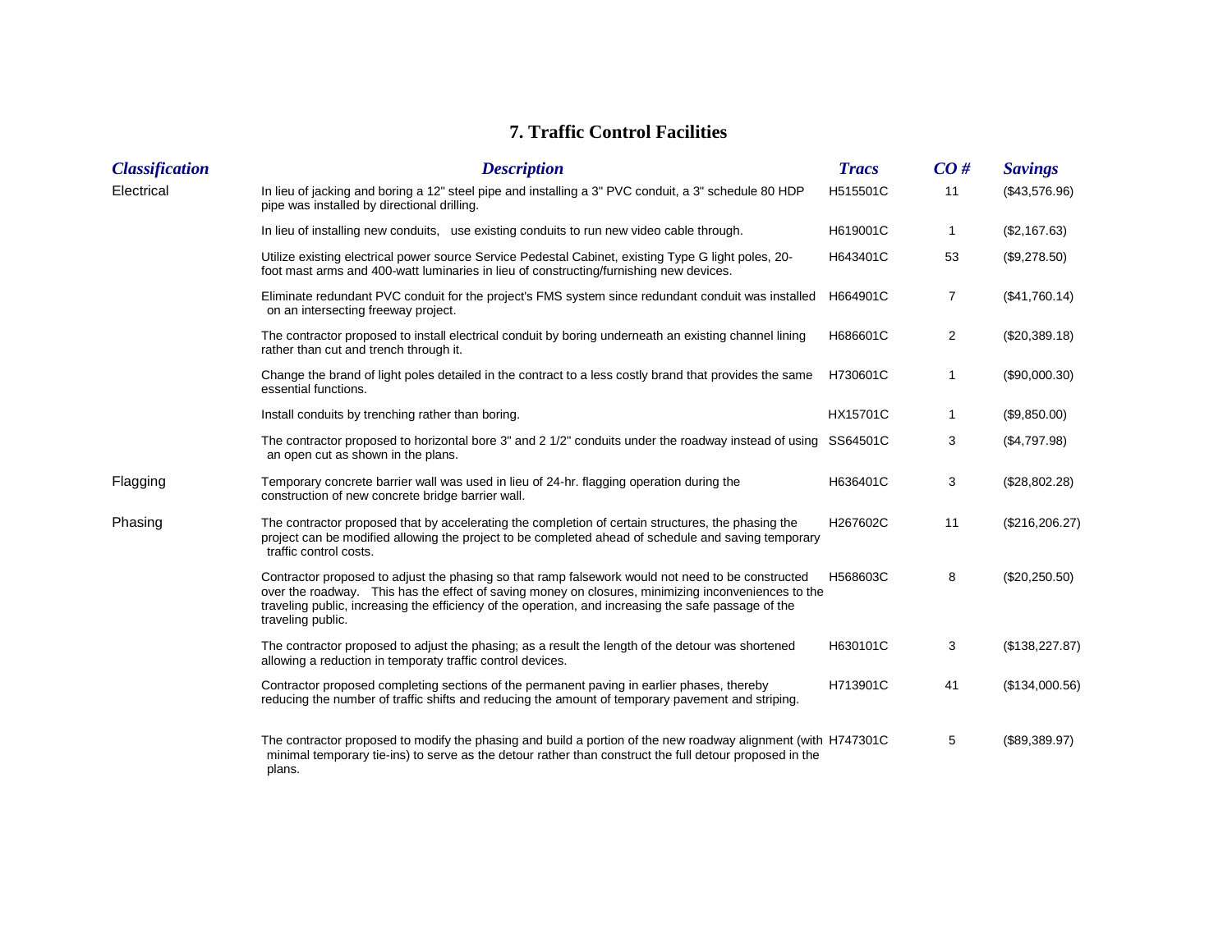## 7. Traffic Control Facilities

| *Classification* | *Description* | *Tracs* | *CO #* | *Savings* |
|---|---|---|---|---|
| Electrical | In lieu of jacking and boring a 12" steel pipe and installing a 3" PVC conduit, a 3" schedule 80 HDP pipe was installed by directional drilling. | H515501C | 11 | ($43,576.96) |
| | In lieu of installing new conduits, use existing conduits to run new video cable through. | H619001C | 1 | ($2,167.63) |
| | Utilize existing electrical power source Service Pedestal Cabinet, existing Type G light poles, 20-foot mast arms and 400-watt luminaries in lieu of constructing/furnishing new devices. | H643401C | 53 | ($9,278.50) |
| | Eliminate redundant PVC conduit for the project's FMS system since redundant conduit was installed on an intersecting freeway project. | H664901C | 7 | ($41,760.14) |
| | The contractor proposed to install electrical conduit by boring underneath an existing channel lining rather than cut and trench through it. | H686601C | 2 | ($20,389.18) |
| | Change the brand of light poles detailed in the contract to a less costly brand that provides the same essential functions. | H730601C | 1 | ($90,000.30) |
| | Install conduits by trenching rather than boring. | HX15701C | 1 | ($9,850.00) |
| | The contractor proposed to horizontal bore 3" and 2 1/2" conduits under the roadway instead of using an open cut as shown in the plans. | SS64501C | 3 | ($4,797.98) |
| Flagging | Temporary concrete barrier wall was used in lieu of 24-hr. flagging operation during the construction of new concrete bridge barrier wall. | H636401C | 3 | ($28,802.28) |
| Phasing | The contractor proposed that by accelerating the completion of certain structures, the phasing the project can be modified allowing the project to be completed ahead of schedule and saving temporary traffic control costs. | H267602C | 11 | ($216,206.27) |
| | Contractor proposed to adjust the phasing so that ramp falsework would not need to be constructed over the roadway. This has the effect of saving money on closures, minimizing inconveniences to the traveling public, increasing the efficiency of the operation, and increasing the safe passage of the traveling public. | H568603C | 8 | ($20,250.50) |
| | The contractor proposed to adjust the phasing; as a result the length of the detour was shortened allowing a reduction in temporaty traffic control devices. | H630101C | 3 | ($138,227.87) |
| | Contractor proposed completing sections of the permanent paving in earlier phases, thereby reducing the number of traffic shifts and reducing the amount of temporary pavement and striping. | H713901C | 41 | ($134,000.56) |
| | The contractor proposed to modify the phasing and build a portion of the new roadway alignment (with minimal temporary tie-ins) to serve as the detour rather than construct the full detour proposed in the plans. | H747301C | 5 | ($89,389.97) |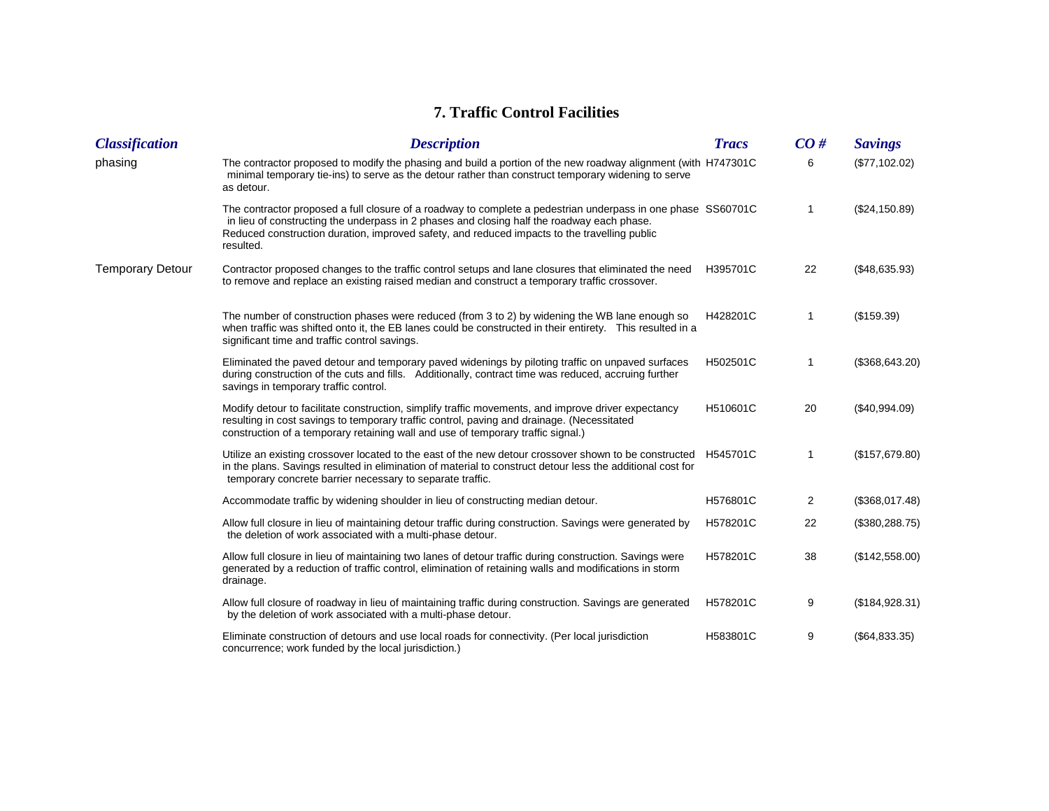## 7. Traffic Control Facilities

| *Classification* | *Description* | *Tracs* | *CO #* | *Savings* |
|---|---|---|---|---|
| phasing | The contractor proposed to modify the phasing and build a portion of the new roadway alignment (with minimal temporary tie-ins) to serve as the detour rather than construct temporary widening to serve as detour. | H747301C | 6 | ($77,102.02) |
| | The contractor proposed a full closure of a roadway to complete a pedestrian underpass in one phase in lieu of constructing the underpass in 2 phases and closing half the roadway each phase. Reduced construction duration, improved safety, and reduced impacts to the travelling public resulted. | SS60701C | 1 | ($24,150.89) |
| Temporary Detour | Contractor proposed changes to the traffic control setups and lane closures that eliminated the need to remove and replace an existing raised median and construct a temporary traffic crossover. | H395701C | 22 | ($48,635.93) |
| | The number of construction phases were reduced (from 3 to 2) by widening the WB lane enough so when traffic was shifted onto it, the EB lanes could be constructed in their entirety. This resulted in a significant time and traffic control savings. | H428201C | 1 | ($159.39) |
| | Eliminated the paved detour and temporary paved widenings by piloting traffic on unpaved surfaces during construction of the cuts and fills. Additionally, contract time was reduced, accruing further savings in temporary traffic control. | H502501C | 1 | ($368,643.20) |
| | Modify detour to facilitate construction, simplify traffic movements, and improve driver expectancy resulting in cost savings to temporary traffic control, paving and drainage. (Necessitated construction of a temporary retaining wall and use of temporary traffic signal.) | H510601C | 20 | ($40,994.09) |
| | Utilize an existing crossover located to the east of the new detour crossover shown to be constructed in the plans. Savings resulted in elimination of material to construct detour less the additional cost for temporary concrete barrier necessary to separate traffic. | H545701C | 1 | ($157,679.80) |
| | Accommodate traffic by widening shoulder in lieu of constructing median detour. | H576801C | 2 | ($368,017.48) |
| | Allow full closure in lieu of maintaining detour traffic during construction. Savings were generated by the deletion of work associated with a multi-phase detour. | H578201C | 22 | ($380,288.75) |
| | Allow full closure in lieu of maintaining two lanes of detour traffic during construction. Savings were generated by a reduction of traffic control, elimination of retaining walls and modifications in storm drainage. | H578201C | 38 | ($142,558.00) |
| | Allow full closure of roadway in lieu of maintaining traffic during construction. Savings are generated by the deletion of work associated with a multi-phase detour. | H578201C | 9 | ($184,928.31) |
| | Eliminate construction of detours and use local roads for connectivity. (Per local jurisdiction concurrence; work funded by the local jurisdiction.) | H583801C | 9 | ($64,833.35) |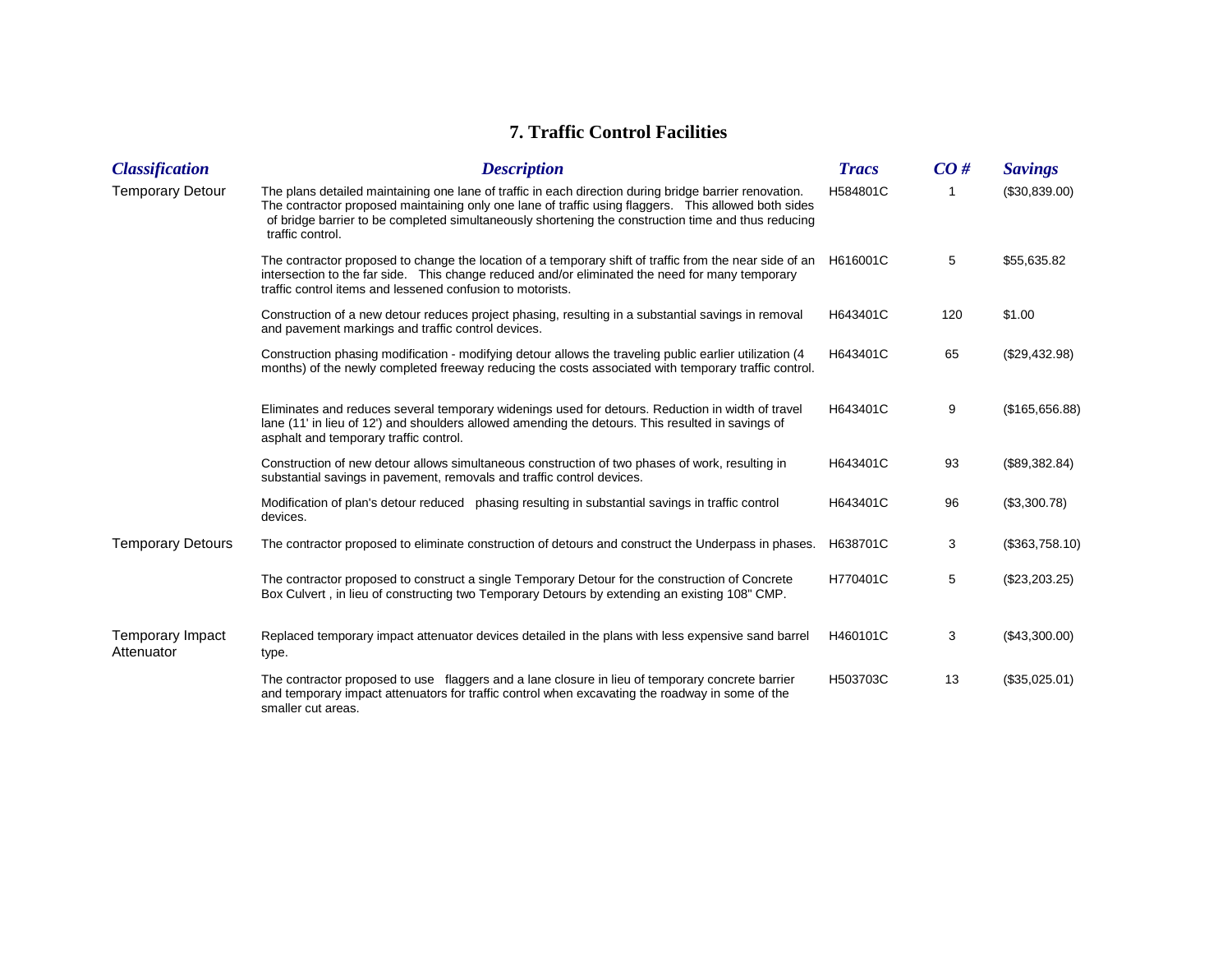## 7. Traffic Control Facilities

| *Classification* | *Description* | *Tracs* | *CO #* | *Savings* |
|---|---|---|---|---|
| Temporary Detour | The plans detailed maintaining one lane of traffic in each direction during bridge barrier renovation. The contractor proposed maintaining only one lane of traffic using flaggers. This allowed both sides of bridge barrier to be completed simultaneously shortening the construction time and thus reducing traffic control. | H584801C | 1 | ($30,839.00) |
| | The contractor proposed to change the location of a temporary shift of traffic from the near side of an intersection to the far side. This change reduced and/or eliminated the need for many temporary traffic control items and lessened confusion to motorists. | H616001C | 5 | $55,635.82 |
| | Construction of a new detour reduces project phasing, resulting in a substantial savings in removal and pavement markings and traffic control devices. | H643401C | 120 | $1.00 |
| | Construction phasing modification - modifying detour allows the traveling public earlier utilization (4 months) of the newly completed freeway reducing the costs associated with temporary traffic control. | H643401C | 65 | ($29,432.98) |
| | Eliminates and reduces several temporary widenings used for detours. Reduction in width of travel lane (11' in lieu of 12') and shoulders allowed amending the detours. This resulted in savings of asphalt and temporary traffic control. | H643401C | 9 | ($165,656.88) |
| | Construction of new detour allows simultaneous construction of two phases of work, resulting in substantial savings in pavement, removals and traffic control devices. | H643401C | 93 | ($89,382.84) |
| | Modification of plan's detour reduced phasing resulting in substantial savings in traffic control devices. | H643401C | 96 | ($3,300.78) |
| Temporary Detours | The contractor proposed to eliminate construction of detours and construct the Underpass in phases. | H638701C | 3 | ($363,758.10) |
| | The contractor proposed to construct a single Temporary Detour for the construction of Concrete Box Culvert , in lieu of constructing two Temporary Detours by extending an existing 108" CMP. | H770401C | 5 | ($23,203.25) |
| Temporary Impact Attenuator | Replaced temporary impact attenuator devices detailed in the plans with less expensive sand barrel type. | H460101C | 3 | ($43,300.00) |
| | The contractor proposed to use flaggers and a lane closure in lieu of temporary concrete barrier and temporary impact attenuators for traffic control when excavating the roadway in some of the smaller cut areas. | H503703C | 13 | ($35,025.01) |